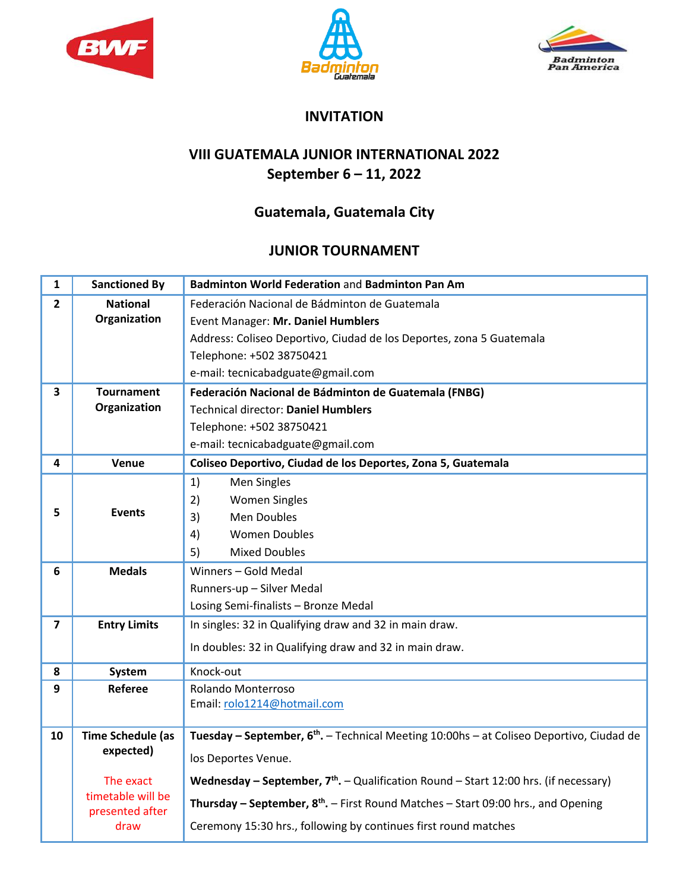# INVITATION

## VIII GUATEMALA JUNIOR INTERNATIONAL 2022
## September 6 – 11, 2022

## Guatemala, Guatemala City

## JUNIOR TOURNAMENT

| | | |
|---|---|---|
| 1 | **Sanctioned By** | **Badminton World Federation** and **Badminton Pan Am** |
| 2 | **National Organization** | Federación Nacional de Bádminton de Guatemala<br>Event Manager: **Mr. Daniel Humblers**<br>Address: Coliseo Deportivo, Ciudad de los Deportes, zona 5 Guatemala<br>Telephone: +502 38750421<br>e-mail: tecnicabadguate@gmail.com |
| 3 | **Tournament Organization** | **Federación Nacional de Bádminton de Guatemala (FNBG)**<br>Technical director: **Daniel Humblers**<br>Telephone: +502 38750421<br>e-mail: tecnicabadguate@gmail.com |
| 4 | **Venue** | **Coliseo Deportivo, Ciudad de los Deportes, Zona 5, Guatemala** |
| 5 | **Events** | 1) Men Singles<br>2) Women Singles<br>3) Men Doubles<br>4) Women Doubles<br>5) Mixed Doubles |
| 6 | **Medals** | Winners – Gold Medal<br>Runners-up – Silver Medal<br>Losing Semi-finalists – Bronze Medal |
| 7 | **Entry Limits** | In singles: 32 in Qualifying draw and 32 in main draw.<br>In doubles: 32 in Qualifying draw and 32 in main draw. |
| 8 | **System** | Knock-out |
| 9 | **Referee** | Rolando Monterroso<br>Email: rolo1214@hotmail.com |
| 10 | **Time Schedule (as expected)**<br><br>The exact timetable will be presented after draw | **Tuesday – September, 6th.** – Technical Meeting 10:00hs – at Coliseo Deportivo, Ciudad de los Deportes Venue.<br>**Wednesday – September, 7th.** – Qualification Round – Start 12:00 hrs. (if necessary)<br>**Thursday – September, 8th.** – First Round Matches – Start 09:00 hrs., and Opening Ceremony 15:30 hrs., following by continues first round matches |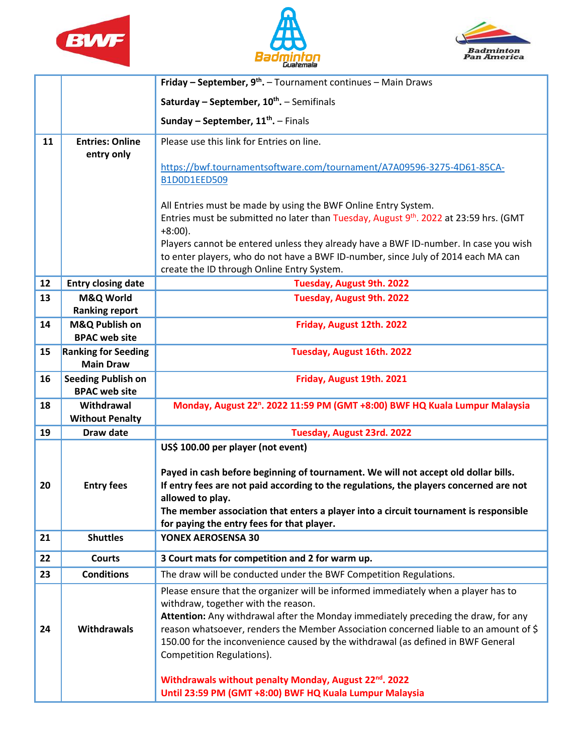| | | |
|---|---|---|
| | | **Friday – September, 9th.** – Tournament continues – Main Draws<br><br>**Saturday – September, 10th.** – Semifinals<br><br>**Sunday – September, 11th.** – Finals |
| **11** | **Entries: Online entry only** | Please use this link for Entries on line.<br><br>https://bwf.tournamentsoftware.com/tournament/A7A09596-3275-4D61-85CA-B1D0D1EED509<br><br>All Entries must be made by using the BWF Online Entry System.<br>Entries must be submitted no later than Tuesday, August 9th. 2022 at 23:59 hrs. (GMT +8:00).<br>Players cannot be entered unless they already have a BWF ID-number. In case you wish to enter players, who do not have a BWF ID-number, since July of 2014 each MA can create the ID through Online Entry System. |
| **12** | **Entry closing date** | **Tuesday, August 9th. 2022** |
| **13** | **M&Q World Ranking report** | **Tuesday, August 9th. 2022** |
| **14** | **M&Q Publish on BPAC web site** | **Friday, August 12th. 2022** |
| **15** | **Ranking for Seeding Main Draw** | **Tuesday, August 16th. 2022** |
| **16** | **Seeding Publish on BPAC web site** | **Friday, August 19th. 2021** |
| **18** | **Withdrawal Without Penalty** | **Monday, August 22n. 2022 11:59 PM (GMT +8:00) BWF HQ Kuala Lumpur Malaysia** |
| **19** | **Draw date** | **Tuesday, August 23rd. 2022** |
| **20** | **Entry fees** | **US$ 100.00 per player (not event)**<br><br>**Payed in cash before beginning of tournament. We will not accept old dollar bills.**<br>**If entry fees are not paid according to the regulations, the players concerned are not allowed to play.**<br>**The member association that enters a player into a circuit tournament is responsible for paying the entry fees for that player.** |
| **21** | **Shuttles** | **YONEX AEROSENSA 30** |
| **22** | **Courts** | **3 Court mats for competition and 2 for warm up.** |
| **23** | **Conditions** | The draw will be conducted under the BWF Competition Regulations. |
| **24** | **Withdrawals** | Please ensure that the organizer will be informed immediately when a player has to withdraw, together with the reason.<br>**Attention:** Any withdrawal after the Monday immediately preceding the draw, for any reason whatsoever, renders the Member Association concerned liable to an amount of $ 150.00 for the inconvenience caused by the withdrawal (as defined in BWF General Competition Regulations).<br><br>**Withdrawals without penalty Monday, August 22nd. 2022**<br>**Until 23:59 PM (GMT +8:00) BWF HQ Kuala Lumpur Malaysia** |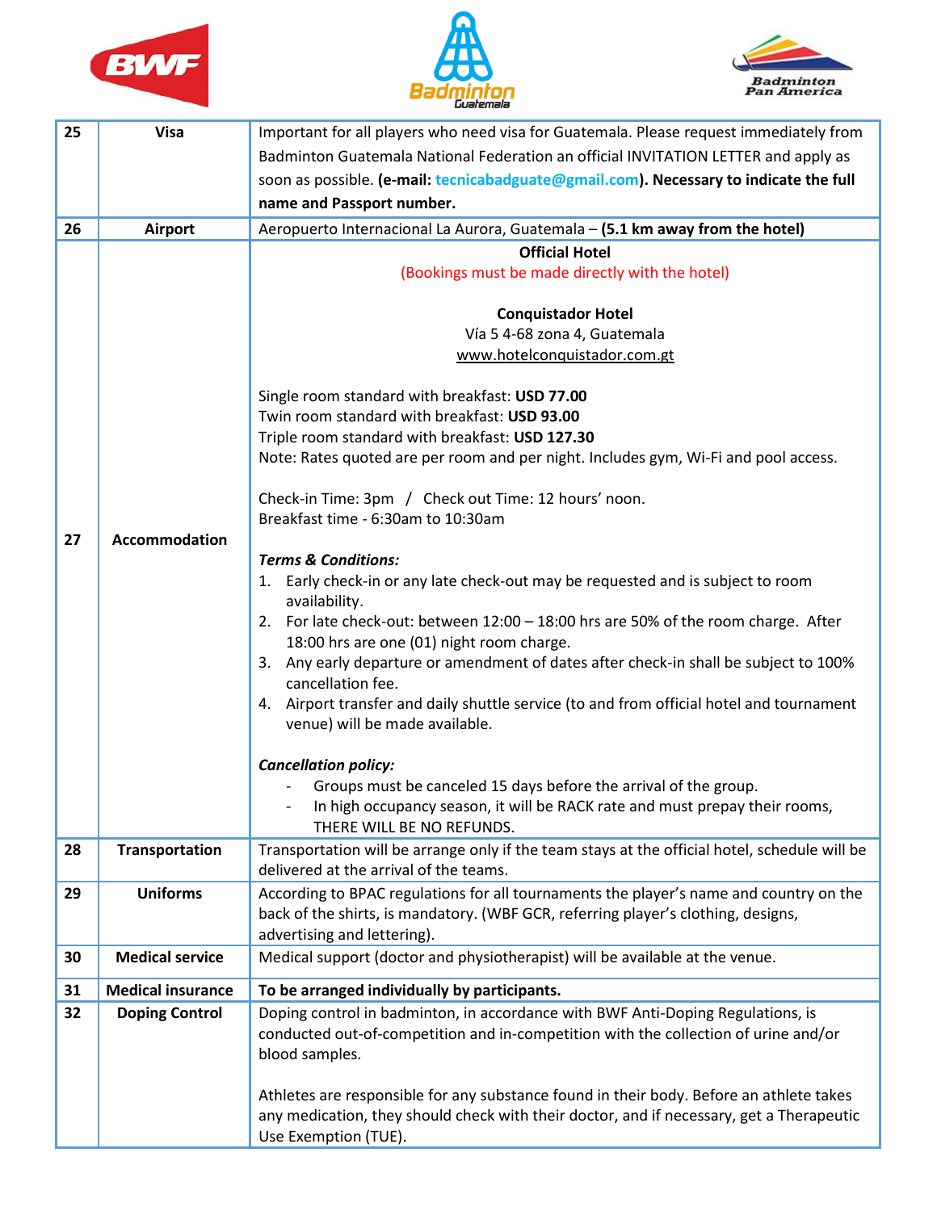| 25 | Visa | Important for all players who need visa for Guatemala. Please request immediately from Badminton Guatemala National Federation an official INVITATION LETTER and apply as soon as possible. **(e-mail: tecnicabadguate@gmail.com). Necessary to indicate the full name and Passport number.** |
|---|---|---|
| 26 | Airport | Aeropuerto Internacional La Aurora, Guatemala – **(5.1 km away from the hotel)** |
| 27 | Accommodation | **Official Hotel**<br>(Bookings must be made directly with the hotel)<br><br>**Conquistador Hotel**<br>Vía 5 4-68 zona 4, Guatemala<br>www.hotelconquistador.com.gt<br><br>Single room standard with breakfast: **USD 77.00**<br>Twin room standard with breakfast: **USD 93.00**<br>Triple room standard with breakfast: **USD 127.30**<br>Note: Rates quoted are per room and per night. Includes gym, Wi-Fi and pool access.<br><br>Check-in Time: 3pm / Check out Time: 12 hours' noon.<br>Breakfast time - 6:30am to 10:30am<br><br>***Terms & Conditions:***<br>1. Early check-in or any late check-out may be requested and is subject to room availability.<br>2. For late check-out: between 12:00 – 18:00 hrs are 50% of the room charge. After 18:00 hrs are one (01) night room charge.<br>3. Any early departure or amendment of dates after check-in shall be subject to 100% cancellation fee.<br>4. Airport transfer and daily shuttle service (to and from official hotel and tournament venue) will be made available.<br><br>***Cancellation policy:***<br>- Groups must be canceled 15 days before the arrival of the group.<br>- In high occupancy season, it will be RACK rate and must prepay their rooms, THERE WILL BE NO REFUNDS. |
| 28 | Transportation | Transportation will be arrange only if the team stays at the official hotel, schedule will be delivered at the arrival of the teams. |
| 29 | Uniforms | According to BPAC regulations for all tournaments the player's name and country on the back of the shirts, is mandatory. (WBF GCR, referring player's clothing, designs, advertising and lettering). |
| 30 | Medical service | Medical support (doctor and physiotherapist) will be available at the venue. |
| 31 | Medical insurance | **To be arranged individually by participants.** |
| 32 | Doping Control | Doping control in badminton, in accordance with BWF Anti-Doping Regulations, is conducted out-of-competition and in-competition with the collection of urine and/or blood samples.<br><br>Athletes are responsible for any substance found in their body. Before an athlete takes any medication, they should check with their doctor, and if necessary, get a Therapeutic Use Exemption (TUE). |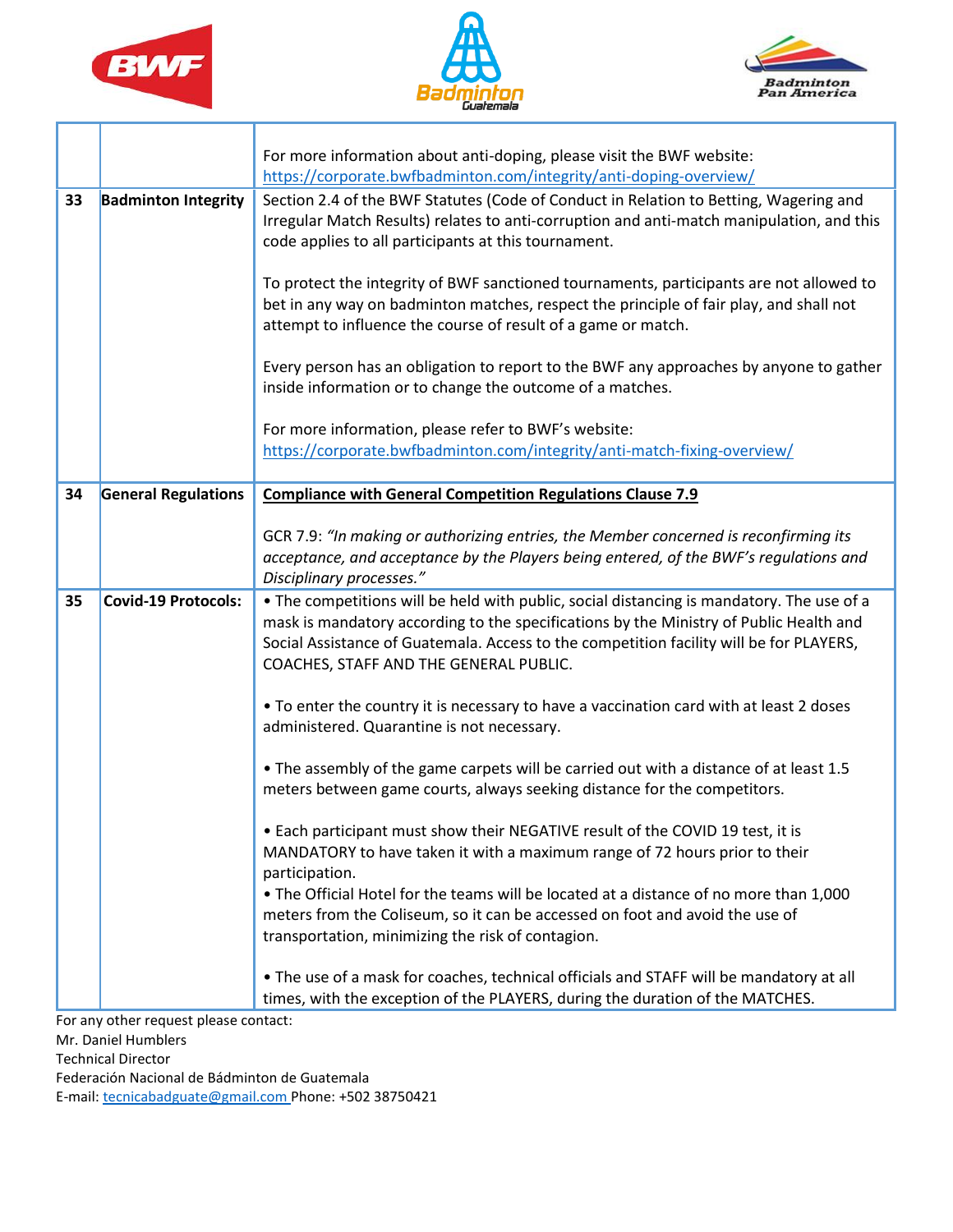| | | |
|---|---|---|
| | | For more information about anti-doping, please visit the BWF website: https://corporate.bwfbadminton.com/integrity/anti-doping-overview/ |
| **33** | **Badminton Integrity** | Section 2.4 of the BWF Statutes (Code of Conduct in Relation to Betting, Wagering and Irregular Match Results) relates to anti-corruption and anti-match manipulation, and this code applies to all participants at this tournament.<br><br>To protect the integrity of BWF sanctioned tournaments, participants are not allowed to bet in any way on badminton matches, respect the principle of fair play, and shall not attempt to influence the course of result of a game or match.<br><br>Every person has an obligation to report to the BWF any approaches by anyone to gather inside information or to change the outcome of a matches.<br><br>For more information, please refer to BWF's website: https://corporate.bwfbadminton.com/integrity/anti-match-fixing-overview/ |
| **34** | **General Regulations** | **Compliance with General Competition Regulations Clause 7.9**<br><br>GCR 7.9: *"In making or authorizing entries, the Member concerned is reconfirming its acceptance, and acceptance by the Players being entered, of the BWF's regulations and Disciplinary processes."* |
| **35** | **Covid-19 Protocols:** | • The competitions will be held with public, social distancing is mandatory. The use of a mask is mandatory according to the specifications by the Ministry of Public Health and Social Assistance of Guatemala. Access to the competition facility will be for PLAYERS, COACHES, STAFF AND THE GENERAL PUBLIC.<br><br>• To enter the country it is necessary to have a vaccination card with at least 2 doses administered. Quarantine is not necessary.<br><br>• The assembly of the game carpets will be carried out with a distance of at least 1.5 meters between game courts, always seeking distance for the competitors.<br><br>• Each participant must show their NEGATIVE result of the COVID 19 test, it is MANDATORY to have taken it with a maximum range of 72 hours prior to their participation.<br>• The Official Hotel for the teams will be located at a distance of no more than 1,000 meters from the Coliseum, so it can be accessed on foot and avoid the use of transportation, minimizing the risk of contagion.<br><br>• The use of a mask for coaches, technical officials and STAFF will be mandatory at all times, with the exception of the PLAYERS, during the duration of the MATCHES. |

For any other request please contact:
Mr. Daniel Humblers
Technical Director
Federación Nacional de Bádminton de Guatemala
E-mail: tecnicabadguate@gmail.com Phone: +502 38750421